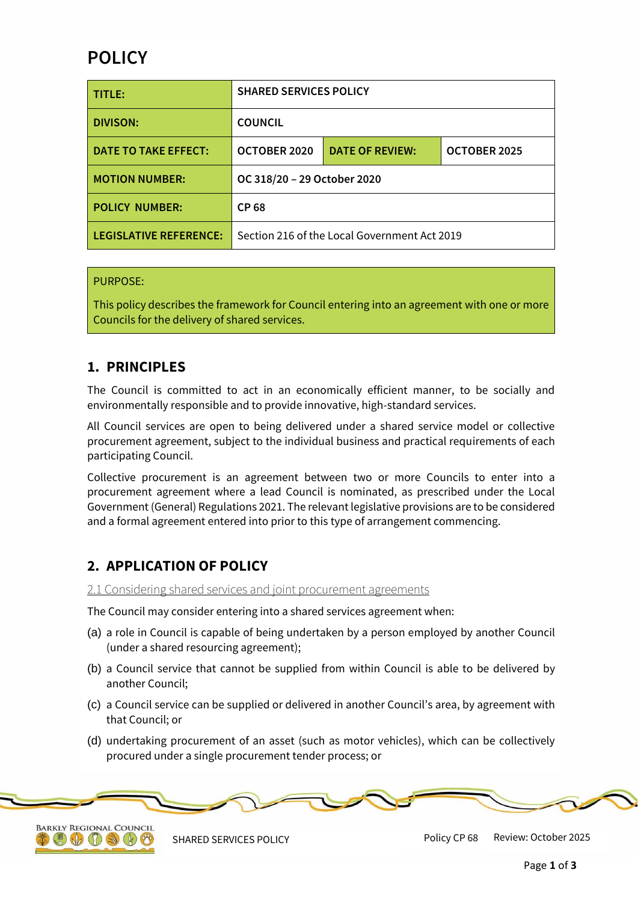# POLICY

| TITLE: | SHARED SERVICES POLICY | | |
|---|---|---|---|
| DIVISON: | COUNCIL | | |
| DATE TO TAKE EFFECT: | OCTOBER 2020 | DATE OF REVIEW: | OCTOBER 2025 |
| MOTION NUMBER: | OC 318/20 – 29 October 2020 | | |
| POLICY NUMBER: | CP 68 | | |
| LEGISLATIVE REFERENCE: | Section 216 of the Local Government Act 2019 | | |

PURPOSE:

This policy describes the framework for Council entering into an agreement with one or more Councils for the delivery of shared services.

## 1. PRINCIPLES

The Council is committed to act in an economically efficient manner, to be socially and environmentally responsible and to provide innovative, high-standard services.

All Council services are open to being delivered under a shared service model or collective procurement agreement, subject to the individual business and practical requirements of each participating Council.

Collective procurement is an agreement between two or more Councils to enter into a procurement agreement where a lead Council is nominated, as prescribed under the Local Government (General) Regulations 2021. The relevant legislative provisions are to be considered and a formal agreement entered into prior to this type of arrangement commencing.

## 2. APPLICATION OF POLICY

### 2.1 Considering shared services and joint procurement agreements

The Council may consider entering into a shared services agreement when:

(a) a role in Council is capable of being undertaken by a person employed by another Council (under a shared resourcing agreement);

(b) a Council service that cannot be supplied from within Council is able to be delivered by another Council;

(c) a Council service can be supplied or delivered in another Council's area, by agreement with that Council; or

(d) undertaking procurement of an asset (such as motor vehicles), which can be collectively procured under a single procurement tender process; or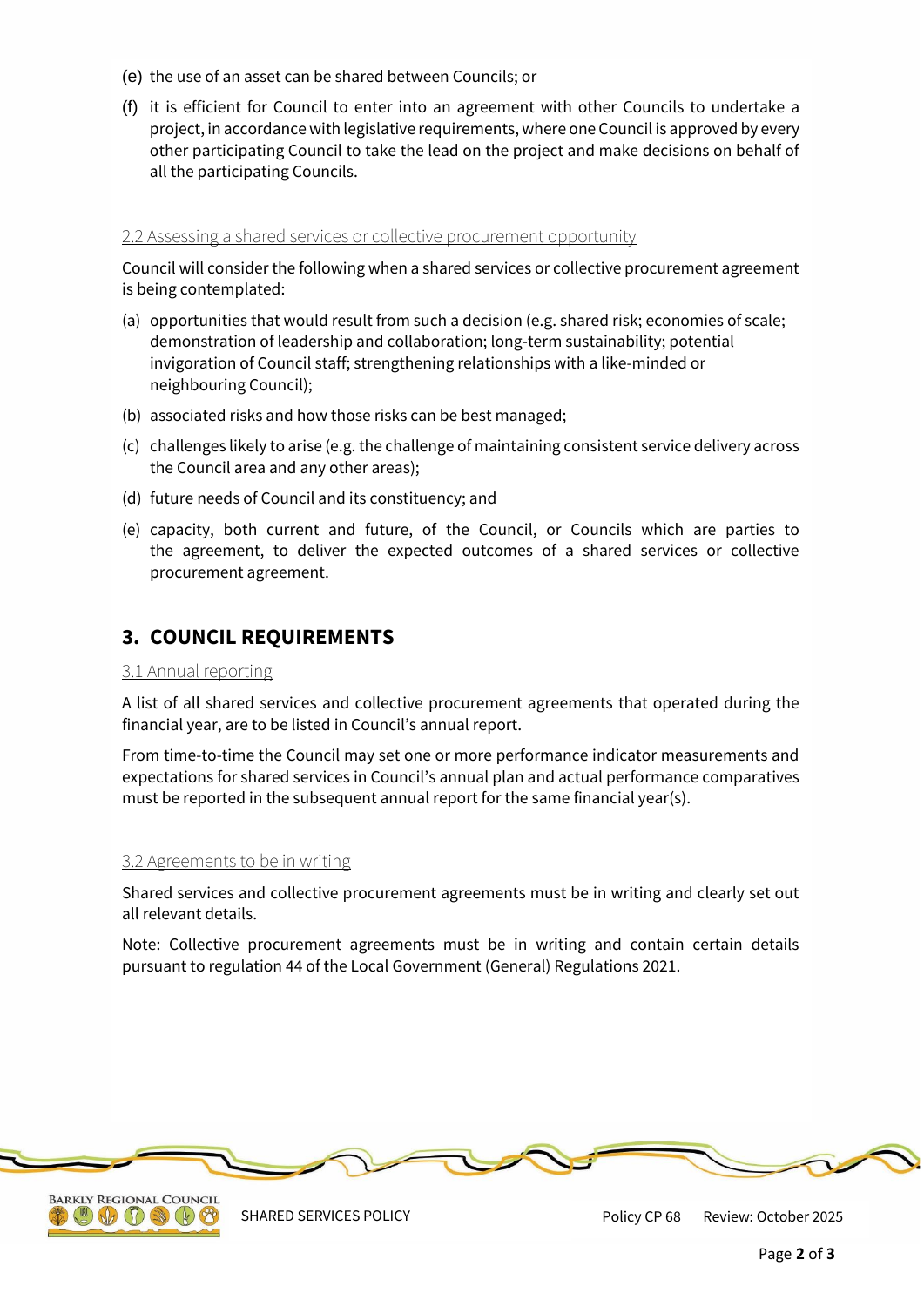(e) the use of an asset can be shared between Councils; or

(f) it is efficient for Council to enter into an agreement with other Councils to undertake a project, in accordance with legislative requirements, where one Council is approved by every other participating Council to take the lead on the project and make decisions on behalf of all the participating Councils.

### 2.2 Assessing a shared services or collective procurement opportunity

Council will consider the following when a shared services or collective procurement agreement is being contemplated:

(a) opportunities that would result from such a decision (e.g. shared risk; economies of scale; demonstration of leadership and collaboration; long-term sustainability; potential invigoration of Council staff; strengthening relationships with a like-minded or neighbouring Council);

(b) associated risks and how those risks can be best managed;

(c) challenges likely to arise (e.g. the challenge of maintaining consistent service delivery across the Council area and any other areas);

(d) future needs of Council and its constituency; and

(e) capacity, both current and future, of the Council, or Councils which are parties to the agreement, to deliver the expected outcomes of a shared services or collective procurement agreement.

## 3. COUNCIL REQUIREMENTS

### 3.1 Annual reporting

A list of all shared services and collective procurement agreements that operated during the financial year, are to be listed in Council's annual report.

From time-to-time the Council may set one or more performance indicator measurements and expectations for shared services in Council's annual plan and actual performance comparatives must be reported in the subsequent annual report for the same financial year(s).

### 3.2 Agreements to be in writing

Shared services and collective procurement agreements must be in writing and clearly set out all relevant details.

Note: Collective procurement agreements must be in writing and contain certain details pursuant to regulation 44 of the Local Government (General) Regulations 2021.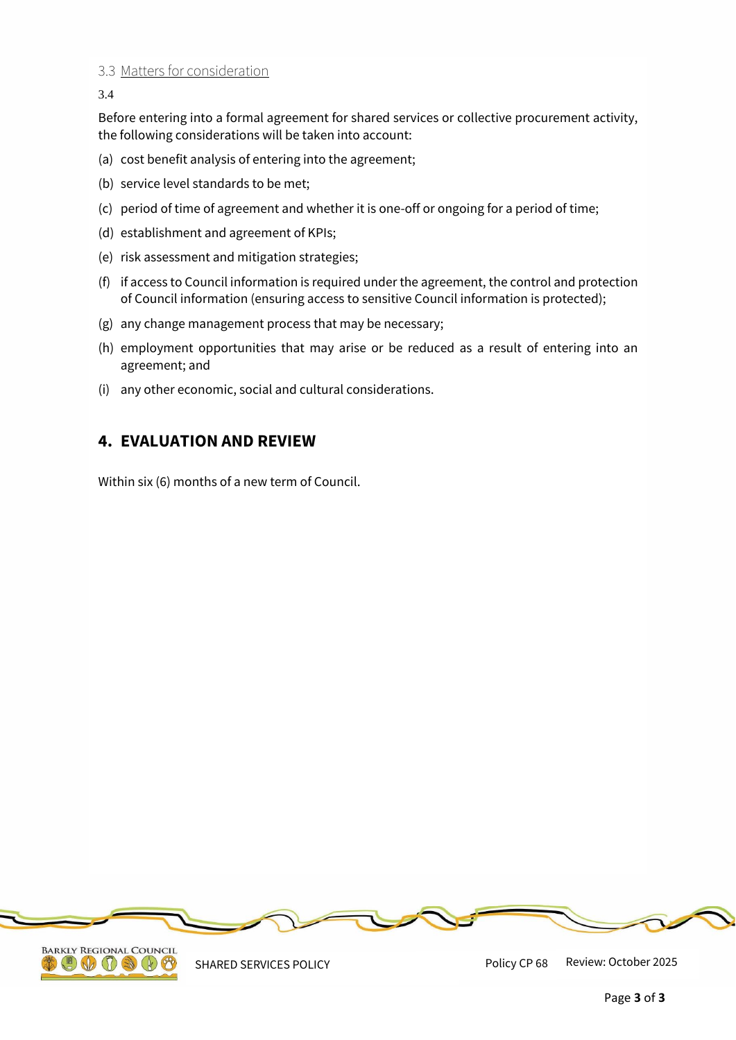### 3.3 Matters for consideration

3.4

Before entering into a formal agreement for shared services or collective procurement activity, the following considerations will be taken into account:

(a) cost benefit analysis of entering into the agreement;

(b) service level standards to be met;

(c) period of time of agreement and whether it is one-off or ongoing for a period of time;

(d) establishment and agreement of KPIs;

(e) risk assessment and mitigation strategies;

(f) if access to Council information is required under the agreement, the control and protection of Council information (ensuring access to sensitive Council information is protected);

(g) any change management process that may be necessary;

(h) employment opportunities that may arise or be reduced as a result of entering into an agreement; and

(i) any other economic, social and cultural considerations.

## 4. EVALUATION AND REVIEW

Within six (6) months of a new term of Council.